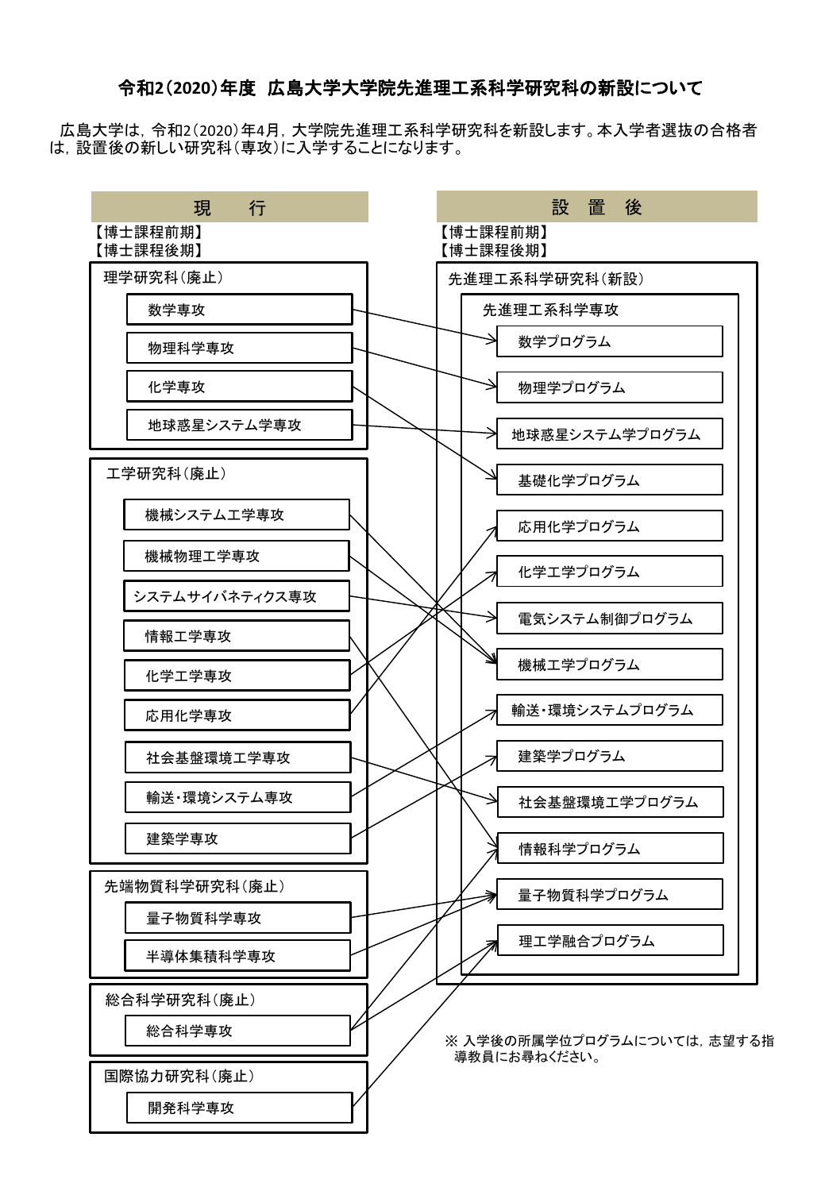# 令和2(2020)年度 広島大学大学院先進理工系科学研究科の新設について

広島大学は，令和2(2020)年4月，大学院先進理工系科学研究科を新設します。本入学者選抜の合格者は，設置後の新しい研究科(専攻)に入学することになります。

**【博士課程前期】**
**【博士課程後期】**

| 現行 | | 設置後 先進理工系科学研究科(新設) 先進理工系科学専攻 |
|---|---|---|
| 理学研究科(廃止) | 数学専攻 | 数学プログラム |
| | 物理科学専攻 | 物理学プログラム |
| | 化学専攻 | 基礎化学プログラム |
| | 地球惑星システム学専攻 | 地球惑星システム学プログラム |
| 工学研究科(廃止) | 機械システム工学専攻 | 機械工学プログラム |
| | 機械物理工学専攻 | 機械工学プログラム |
| | システムサイバネティクス専攻 | 電気システム制御プログラム |
| | 情報工学専攻 | 情報科学プログラム |
| | 化学工学専攻 | 化学工学プログラム |
| | 応用化学専攻 | 応用化学プログラム |
| | 社会基盤環境工学専攻 | 社会基盤環境工学プログラム |
| | 輸送・環境システム専攻 | 輸送・環境システムプログラム |
| | 建築学専攻 | 建築学プログラム |
| 先端物質科学研究科(廃止) | 量子物質科学専攻 | 量子物質科学プログラム |
| | 半導体集積科学専攻 | 量子物質科学プログラム |
| 総合科学研究科(廃止) | 総合科学専攻 | 情報科学プログラム／理工学融合プログラム |
| 国際協力研究科(廃止) | 開発科学専攻 | 理工学融合プログラム |

設置後の先進理工系科学研究科(新設) 先進理工系科学専攻のプログラム：
- 数学プログラム
- 物理学プログラム
- 地球惑星システム学プログラム
- 基礎化学プログラム
- 応用化学プログラム
- 化学工学プログラム
- 電気システム制御プログラム
- 機械工学プログラム
- 輸送・環境システムプログラム
- 建築学プログラム
- 社会基盤環境工学プログラム
- 情報科学プログラム
- 量子物質科学プログラム
- 理工学融合プログラム

※ 入学後の所属学位プログラムについては，志望する指導教員にお尋ねください。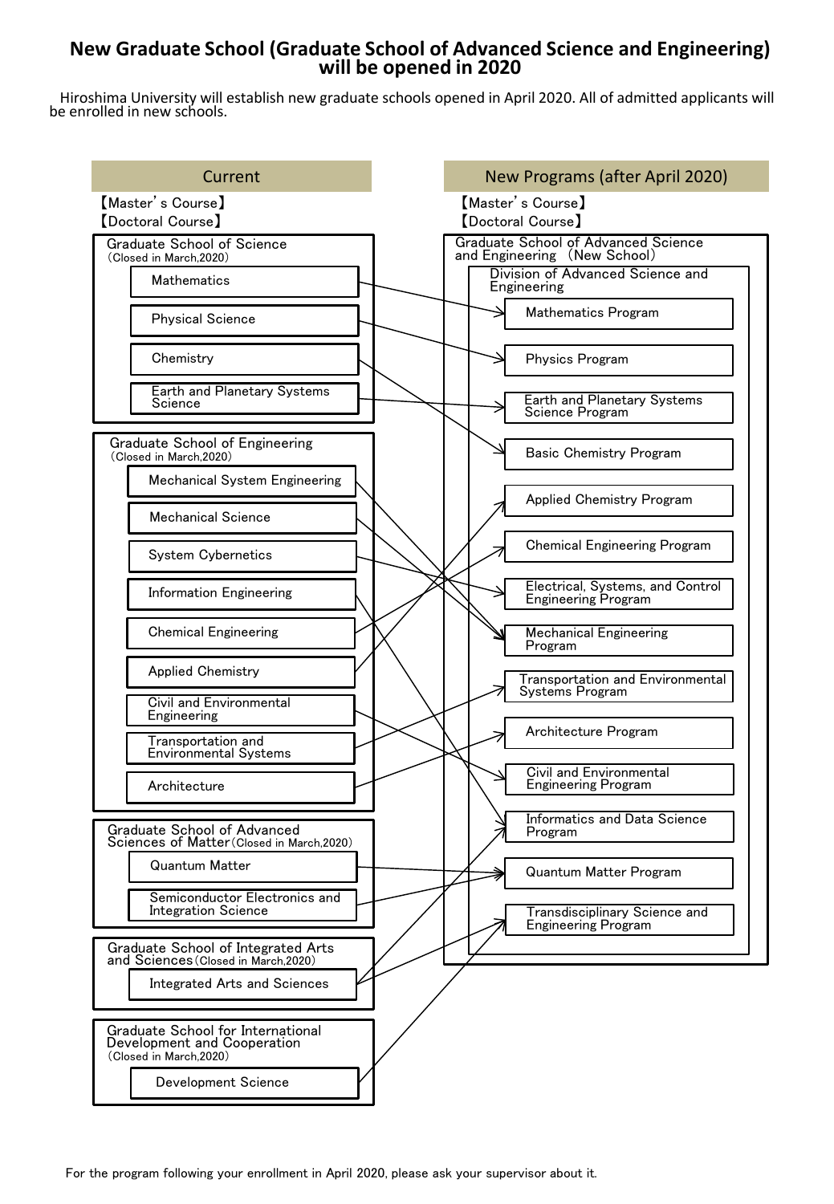# New Graduate School (Graduate School of Advanced Science and Engineering) will be opened in 2020

Hiroshima University will establish new graduate schools opened in April 2020. All of admitted applicants will be enrolled in new schools.

Current

【Master's Course】
【Doctoral Course】

Graduate School of Science
(Closed in March,2020)

Mathematics
Physical Science
Chemistry
Earth and Planetary Systems Science

Graduate School of Engineering
(Closed in March,2020)

Mechanical System Engineering
Mechanical Science
System Cybernetics
Information Engineering
Chemical Engineering
Applied Chemistry
Civil and Environmental Engineering
Transportation and Environmental Systems
Architecture

Graduate School of Advanced Sciences of Matter (Closed in March,2020)

Quantum Matter
Semiconductor Electronics and Integration Science

Graduate School of Integrated Arts and Sciences (Closed in March,2020)

Integrated Arts and Sciences

Graduate School for International Development and Cooperation
(Closed in March,2020)

Development Science

New Programs (after April 2020)

【Master's Course】
【Doctoral Course】

Graduate School of Advanced Science and Engineering (New School)

Division of Advanced Science and Engineering

Mathematics Program
Physics Program
Earth and Planetary Systems Science Program
Basic Chemistry Program
Applied Chemistry Program
Chemical Engineering Program
Electrical, Systems, and Control Engineering Program
Mechanical Engineering Program
Transportation and Environmental Systems Program
Architecture Program
Civil and Environmental Engineering Program
Informatics and Data Science Program
Quantum Matter Program
Transdisciplinary Science and Engineering Program

For the program following your enrollment in April 2020, please ask your supervisor about it.